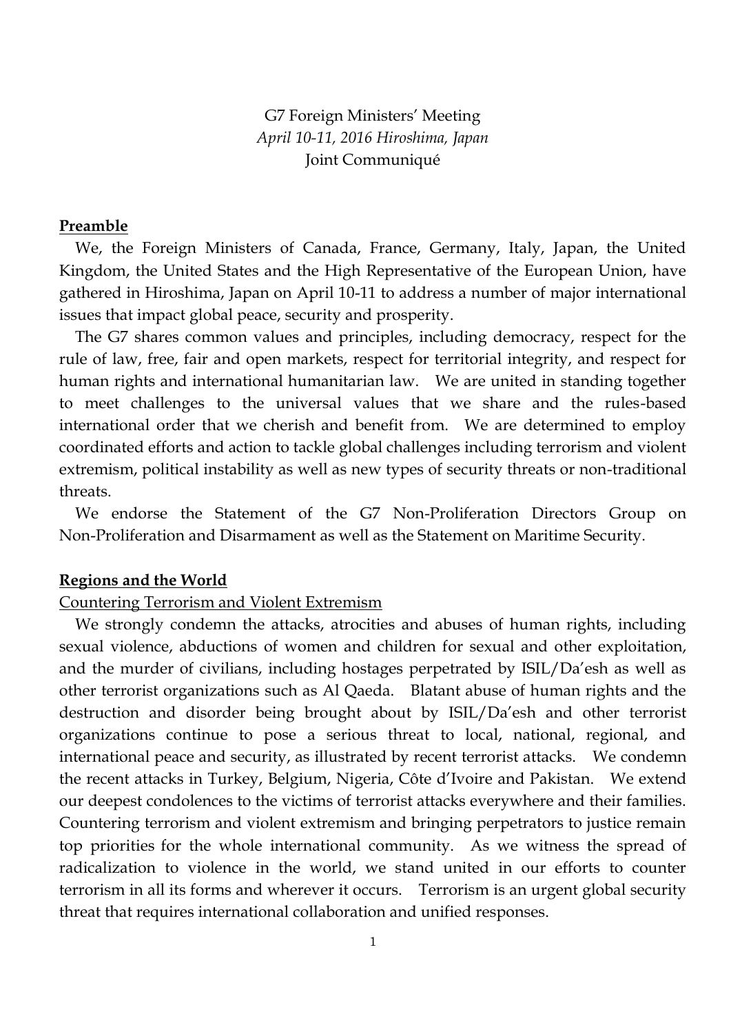# G7 Foreign Ministers' Meeting

*April 10-11, 2016 Hiroshima, Japan*

Joint Communiqué

## Preamble

We, the Foreign Ministers of Canada, France, Germany, Italy, Japan, the United Kingdom, the United States and the High Representative of the European Union, have gathered in Hiroshima, Japan on April 10-11 to address a number of major international issues that impact global peace, security and prosperity.

The G7 shares common values and principles, including democracy, respect for the rule of law, free, fair and open markets, respect for territorial integrity, and respect for human rights and international humanitarian law. We are united in standing together to meet challenges to the universal values that we share and the rules-based international order that we cherish and benefit from. We are determined to employ coordinated efforts and action to tackle global challenges including terrorism and violent extremism, political instability as well as new types of security threats or non-traditional threats.

We endorse the Statement of the G7 Non-Proliferation Directors Group on Non-Proliferation and Disarmament as well as the Statement on Maritime Security.

## Regions and the World

### Countering Terrorism and Violent Extremism

We strongly condemn the attacks, atrocities and abuses of human rights, including sexual violence, abductions of women and children for sexual and other exploitation, and the murder of civilians, including hostages perpetrated by ISIL/Da'esh as well as other terrorist organizations such as Al Qaeda. Blatant abuse of human rights and the destruction and disorder being brought about by ISIL/Da'esh and other terrorist organizations continue to pose a serious threat to local, national, regional, and international peace and security, as illustrated by recent terrorist attacks. We condemn the recent attacks in Turkey, Belgium, Nigeria, Côte d'Ivoire and Pakistan. We extend our deepest condolences to the victims of terrorist attacks everywhere and their families. Countering terrorism and violent extremism and bringing perpetrators to justice remain top priorities for the whole international community. As we witness the spread of radicalization to violence in the world, we stand united in our efforts to counter terrorism in all its forms and wherever it occurs. Terrorism is an urgent global security threat that requires international collaboration and unified responses.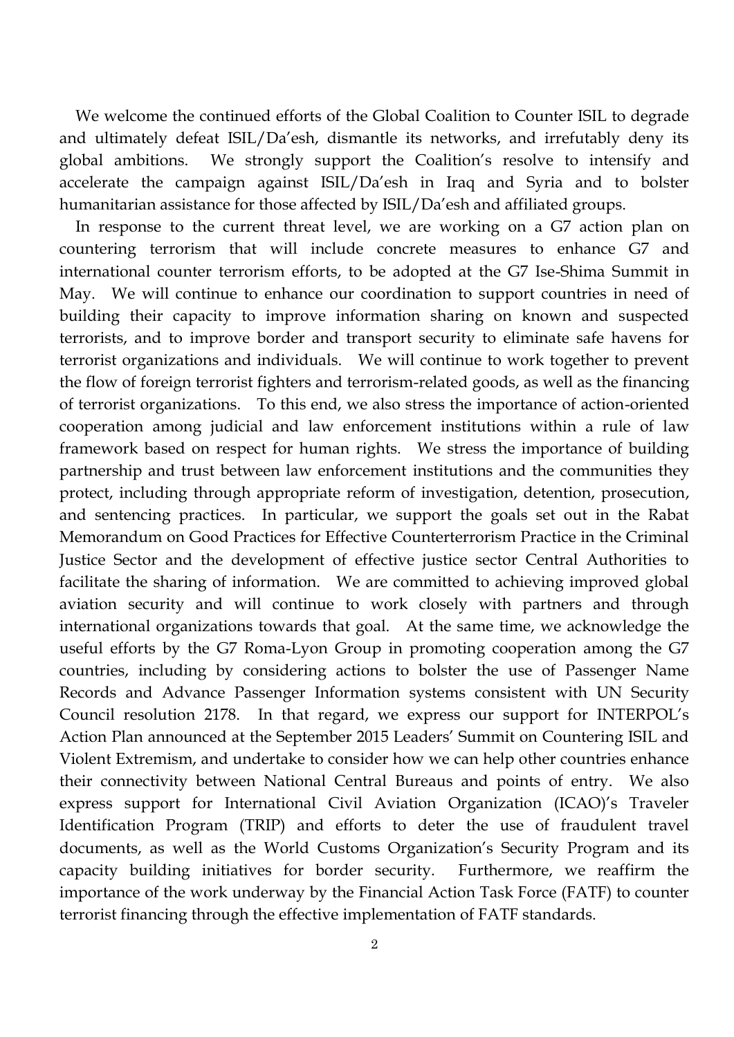We welcome the continued efforts of the Global Coalition to Counter ISIL to degrade and ultimately defeat ISIL/Da'esh, dismantle its networks, and irrefutably deny its global ambitions. We strongly support the Coalition's resolve to intensify and accelerate the campaign against ISIL/Da'esh in Iraq and Syria and to bolster humanitarian assistance for those affected by ISIL/Da'esh and affiliated groups.

In response to the current threat level, we are working on a G7 action plan on countering terrorism that will include concrete measures to enhance G7 and international counter terrorism efforts, to be adopted at the G7 Ise-Shima Summit in May. We will continue to enhance our coordination to support countries in need of building their capacity to improve information sharing on known and suspected terrorists, and to improve border and transport security to eliminate safe havens for terrorist organizations and individuals. We will continue to work together to prevent the flow of foreign terrorist fighters and terrorism-related goods, as well as the financing of terrorist organizations. To this end, we also stress the importance of action-oriented cooperation among judicial and law enforcement institutions within a rule of law framework based on respect for human rights. We stress the importance of building partnership and trust between law enforcement institutions and the communities they protect, including through appropriate reform of investigation, detention, prosecution, and sentencing practices. In particular, we support the goals set out in the Rabat Memorandum on Good Practices for Effective Counterterrorism Practice in the Criminal Justice Sector and the development of effective justice sector Central Authorities to facilitate the sharing of information. We are committed to achieving improved global aviation security and will continue to work closely with partners and through international organizations towards that goal. At the same time, we acknowledge the useful efforts by the G7 Roma-Lyon Group in promoting cooperation among the G7 countries, including by considering actions to bolster the use of Passenger Name Records and Advance Passenger Information systems consistent with UN Security Council resolution 2178. In that regard, we express our support for INTERPOL's Action Plan announced at the September 2015 Leaders' Summit on Countering ISIL and Violent Extremism, and undertake to consider how we can help other countries enhance their connectivity between National Central Bureaus and points of entry. We also express support for International Civil Aviation Organization (ICAO)'s Traveler Identification Program (TRIP) and efforts to deter the use of fraudulent travel documents, as well as the World Customs Organization's Security Program and its capacity building initiatives for border security. Furthermore, we reaffirm the importance of the work underway by the Financial Action Task Force (FATF) to counter terrorist financing through the effective implementation of FATF standards.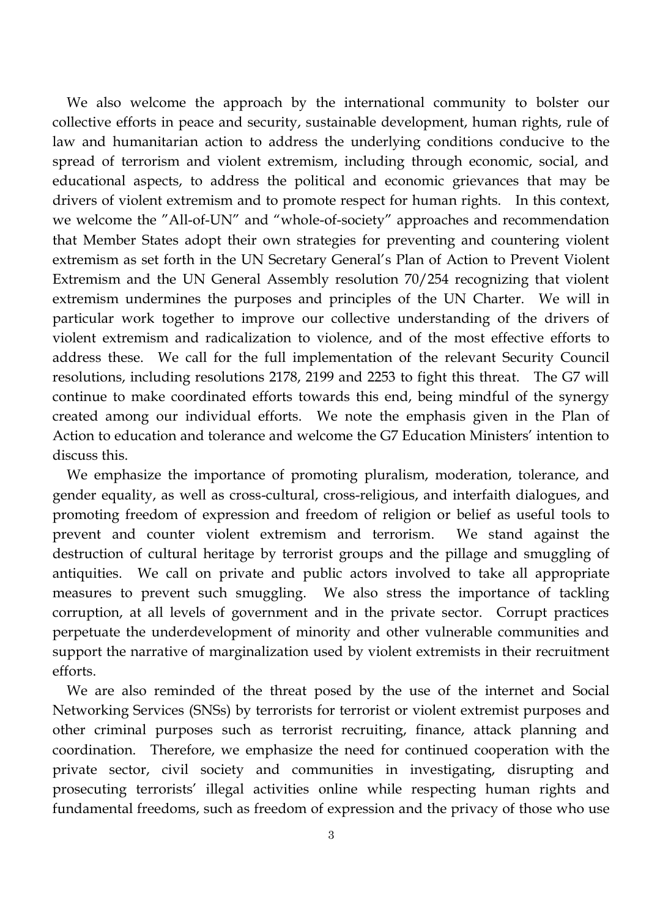We also welcome the approach by the international community to bolster our collective efforts in peace and security, sustainable development, human rights, rule of law and humanitarian action to address the underlying conditions conducive to the spread of terrorism and violent extremism, including through economic, social, and educational aspects, to address the political and economic grievances that may be drivers of violent extremism and to promote respect for human rights. In this context, we welcome the "All-of-UN" and "whole-of-society" approaches and recommendation that Member States adopt their own strategies for preventing and countering violent extremism as set forth in the UN Secretary General's Plan of Action to Prevent Violent Extremism and the UN General Assembly resolution 70/254 recognizing that violent extremism undermines the purposes and principles of the UN Charter. We will in particular work together to improve our collective understanding of the drivers of violent extremism and radicalization to violence, and of the most effective efforts to address these. We call for the full implementation of the relevant Security Council resolutions, including resolutions 2178, 2199 and 2253 to fight this threat. The G7 will continue to make coordinated efforts towards this end, being mindful of the synergy created among our individual efforts. We note the emphasis given in the Plan of Action to education and tolerance and welcome the G7 Education Ministers' intention to discuss this.

We emphasize the importance of promoting pluralism, moderation, tolerance, and gender equality, as well as cross-cultural, cross-religious, and interfaith dialogues, and promoting freedom of expression and freedom of religion or belief as useful tools to prevent and counter violent extremism and terrorism. We stand against the destruction of cultural heritage by terrorist groups and the pillage and smuggling of antiquities. We call on private and public actors involved to take all appropriate measures to prevent such smuggling. We also stress the importance of tackling corruption, at all levels of government and in the private sector. Corrupt practices perpetuate the underdevelopment of minority and other vulnerable communities and support the narrative of marginalization used by violent extremists in their recruitment efforts.

We are also reminded of the threat posed by the use of the internet and Social Networking Services (SNSs) by terrorists for terrorist or violent extremist purposes and other criminal purposes such as terrorist recruiting, finance, attack planning and coordination. Therefore, we emphasize the need for continued cooperation with the private sector, civil society and communities in investigating, disrupting and prosecuting terrorists' illegal activities online while respecting human rights and fundamental freedoms, such as freedom of expression and the privacy of those who use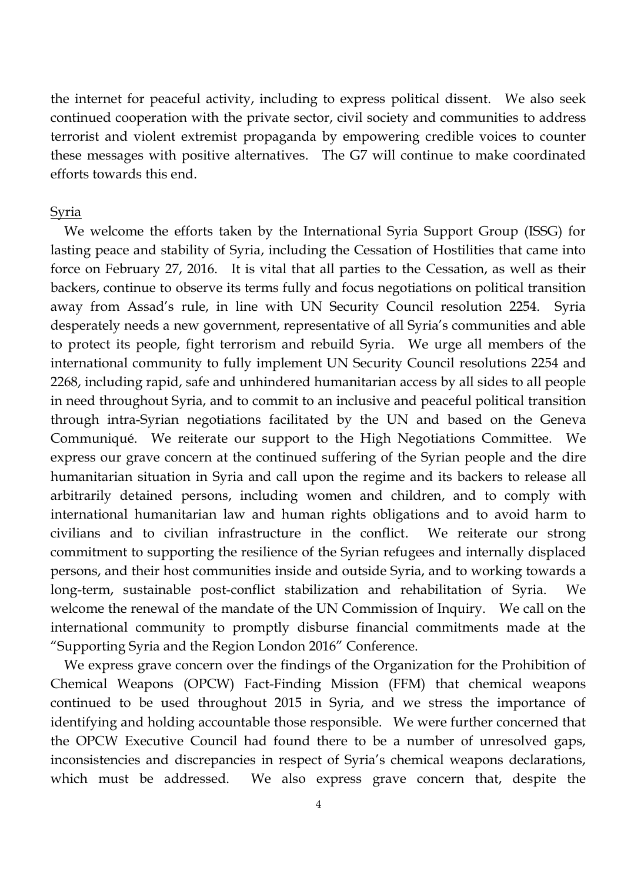the internet for peaceful activity, including to express political dissent. We also seek continued cooperation with the private sector, civil society and communities to address terrorist and violent extremist propaganda by empowering credible voices to counter these messages with positive alternatives. The G7 will continue to make coordinated efforts towards this end.

## Syria

We welcome the efforts taken by the International Syria Support Group (ISSG) for lasting peace and stability of Syria, including the Cessation of Hostilities that came into force on February 27, 2016. It is vital that all parties to the Cessation, as well as their backers, continue to observe its terms fully and focus negotiations on political transition away from Assad's rule, in line with UN Security Council resolution 2254. Syria desperately needs a new government, representative of all Syria's communities and able to protect its people, fight terrorism and rebuild Syria. We urge all members of the international community to fully implement UN Security Council resolutions 2254 and 2268, including rapid, safe and unhindered humanitarian access by all sides to all people in need throughout Syria, and to commit to an inclusive and peaceful political transition through intra-Syrian negotiations facilitated by the UN and based on the Geneva Communiqué. We reiterate our support to the High Negotiations Committee. We express our grave concern at the continued suffering of the Syrian people and the dire humanitarian situation in Syria and call upon the regime and its backers to release all arbitrarily detained persons, including women and children, and to comply with international humanitarian law and human rights obligations and to avoid harm to civilians and to civilian infrastructure in the conflict. We reiterate our strong commitment to supporting the resilience of the Syrian refugees and internally displaced persons, and their host communities inside and outside Syria, and to working towards a long-term, sustainable post-conflict stabilization and rehabilitation of Syria. We welcome the renewal of the mandate of the UN Commission of Inquiry. We call on the international community to promptly disburse financial commitments made at the "Supporting Syria and the Region London 2016" Conference.

We express grave concern over the findings of the Organization for the Prohibition of Chemical Weapons (OPCW) Fact-Finding Mission (FFM) that chemical weapons continued to be used throughout 2015 in Syria, and we stress the importance of identifying and holding accountable those responsible. We were further concerned that the OPCW Executive Council had found there to be a number of unresolved gaps, inconsistencies and discrepancies in respect of Syria's chemical weapons declarations, which must be addressed. We also express grave concern that, despite the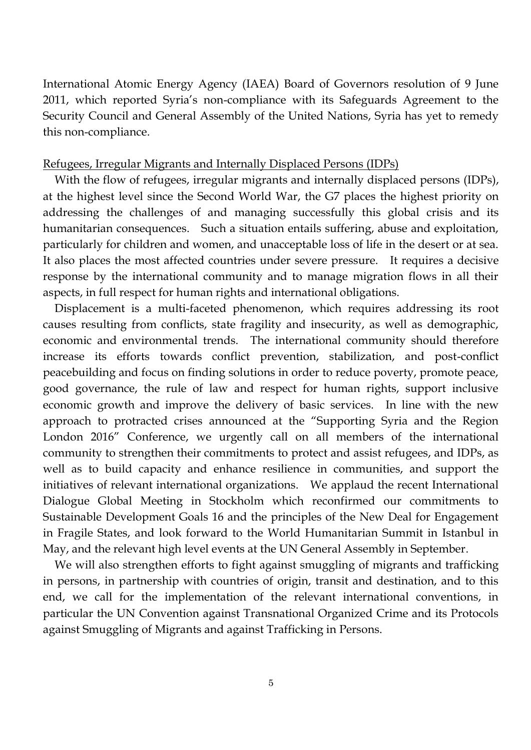International Atomic Energy Agency (IAEA) Board of Governors resolution of 9 June 2011, which reported Syria's non-compliance with its Safeguards Agreement to the Security Council and General Assembly of the United Nations, Syria has yet to remedy this non-compliance.

<u>Refugees, Irregular Migrants and Internally Displaced Persons (IDPs)</u>

With the flow of refugees, irregular migrants and internally displaced persons (IDPs), at the highest level since the Second World War, the G7 places the highest priority on addressing the challenges of and managing successfully this global crisis and its humanitarian consequences. Such a situation entails suffering, abuse and exploitation, particularly for children and women, and unacceptable loss of life in the desert or at sea. It also places the most affected countries under severe pressure. It requires a decisive response by the international community and to manage migration flows in all their aspects, in full respect for human rights and international obligations.

Displacement is a multi-faceted phenomenon, which requires addressing its root causes resulting from conflicts, state fragility and insecurity, as well as demographic, economic and environmental trends. The international community should therefore increase its efforts towards conflict prevention, stabilization, and post-conflict peacebuilding and focus on finding solutions in order to reduce poverty, promote peace, good governance, the rule of law and respect for human rights, support inclusive economic growth and improve the delivery of basic services. In line with the new approach to protracted crises announced at the "Supporting Syria and the Region London 2016" Conference, we urgently call on all members of the international community to strengthen their commitments to protect and assist refugees, and IDPs, as well as to build capacity and enhance resilience in communities, and support the initiatives of relevant international organizations. We applaud the recent International Dialogue Global Meeting in Stockholm which reconfirmed our commitments to Sustainable Development Goals 16 and the principles of the New Deal for Engagement in Fragile States, and look forward to the World Humanitarian Summit in Istanbul in May, and the relevant high level events at the UN General Assembly in September.

We will also strengthen efforts to fight against smuggling of migrants and trafficking in persons, in partnership with countries of origin, transit and destination, and to this end, we call for the implementation of the relevant international conventions, in particular the UN Convention against Transnational Organized Crime and its Protocols against Smuggling of Migrants and against Trafficking in Persons.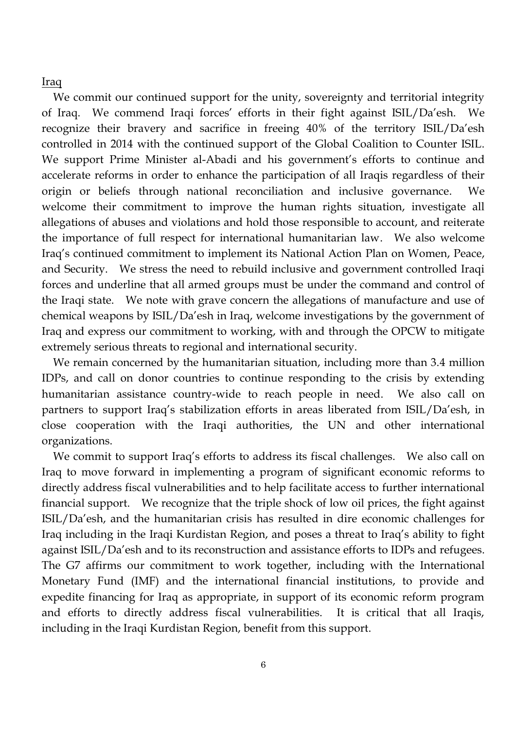Iraq

We commit our continued support for the unity, sovereignty and territorial integrity of Iraq. We commend Iraqi forces' efforts in their fight against ISIL/Da'esh. We recognize their bravery and sacrifice in freeing 40% of the territory ISIL/Da'esh controlled in 2014 with the continued support of the Global Coalition to Counter ISIL. We support Prime Minister al-Abadi and his government's efforts to continue and accelerate reforms in order to enhance the participation of all Iraqis regardless of their origin or beliefs through national reconciliation and inclusive governance. We welcome their commitment to improve the human rights situation, investigate all allegations of abuses and violations and hold those responsible to account, and reiterate the importance of full respect for international humanitarian law. We also welcome Iraq's continued commitment to implement its National Action Plan on Women, Peace, and Security. We stress the need to rebuild inclusive and government controlled Iraqi forces and underline that all armed groups must be under the command and control of the Iraqi state. We note with grave concern the allegations of manufacture and use of chemical weapons by ISIL/Da'esh in Iraq, welcome investigations by the government of Iraq and express our commitment to working, with and through the OPCW to mitigate extremely serious threats to regional and international security.

We remain concerned by the humanitarian situation, including more than 3.4 million IDPs, and call on donor countries to continue responding to the crisis by extending humanitarian assistance country-wide to reach people in need. We also call on partners to support Iraq's stabilization efforts in areas liberated from ISIL/Da'esh, in close cooperation with the Iraqi authorities, the UN and other international organizations.

We commit to support Iraq's efforts to address its fiscal challenges. We also call on Iraq to move forward in implementing a program of significant economic reforms to directly address fiscal vulnerabilities and to help facilitate access to further international financial support. We recognize that the triple shock of low oil prices, the fight against ISIL/Da'esh, and the humanitarian crisis has resulted in dire economic challenges for Iraq including in the Iraqi Kurdistan Region, and poses a threat to Iraq's ability to fight against ISIL/Da'esh and to its reconstruction and assistance efforts to IDPs and refugees. The G7 affirms our commitment to work together, including with the International Monetary Fund (IMF) and the international financial institutions, to provide and expedite financing for Iraq as appropriate, in support of its economic reform program and efforts to directly address fiscal vulnerabilities. It is critical that all Iraqis, including in the Iraqi Kurdistan Region, benefit from this support.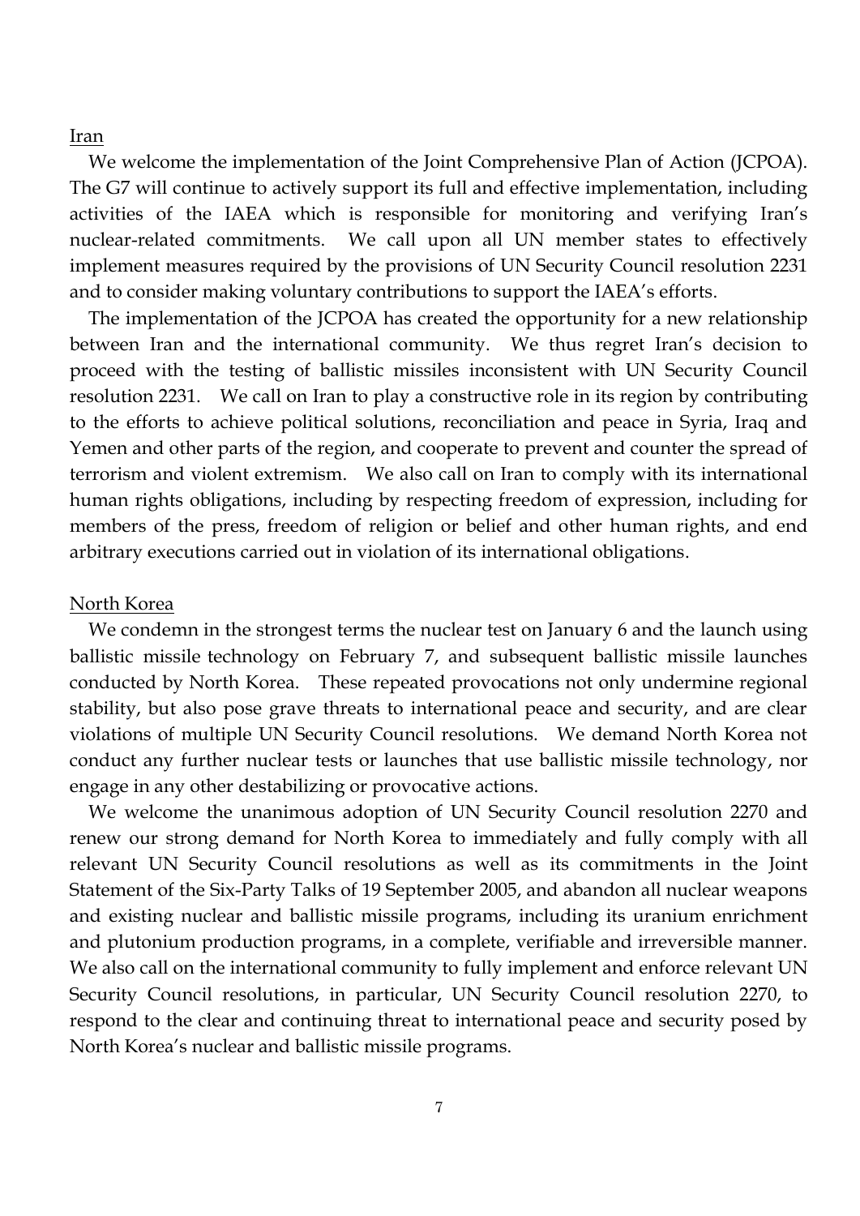### Iran

We welcome the implementation of the Joint Comprehensive Plan of Action (JCPOA). The G7 will continue to actively support its full and effective implementation, including activities of the IAEA which is responsible for monitoring and verifying Iran's nuclear-related commitments. We call upon all UN member states to effectively implement measures required by the provisions of UN Security Council resolution 2231 and to consider making voluntary contributions to support the IAEA's efforts.

The implementation of the JCPOA has created the opportunity for a new relationship between Iran and the international community. We thus regret Iran's decision to proceed with the testing of ballistic missiles inconsistent with UN Security Council resolution 2231. We call on Iran to play a constructive role in its region by contributing to the efforts to achieve political solutions, reconciliation and peace in Syria, Iraq and Yemen and other parts of the region, and cooperate to prevent and counter the spread of terrorism and violent extremism. We also call on Iran to comply with its international human rights obligations, including by respecting freedom of expression, including for members of the press, freedom of religion or belief and other human rights, and end arbitrary executions carried out in violation of its international obligations.

### North Korea

We condemn in the strongest terms the nuclear test on January 6 and the launch using ballistic missile technology on February 7, and subsequent ballistic missile launches conducted by North Korea. These repeated provocations not only undermine regional stability, but also pose grave threats to international peace and security, and are clear violations of multiple UN Security Council resolutions. We demand North Korea not conduct any further nuclear tests or launches that use ballistic missile technology, nor engage in any other destabilizing or provocative actions.

We welcome the unanimous adoption of UN Security Council resolution 2270 and renew our strong demand for North Korea to immediately and fully comply with all relevant UN Security Council resolutions as well as its commitments in the Joint Statement of the Six-Party Talks of 19 September 2005, and abandon all nuclear weapons and existing nuclear and ballistic missile programs, including its uranium enrichment and plutonium production programs, in a complete, verifiable and irreversible manner. We also call on the international community to fully implement and enforce relevant UN Security Council resolutions, in particular, UN Security Council resolution 2270, to respond to the clear and continuing threat to international peace and security posed by North Korea's nuclear and ballistic missile programs.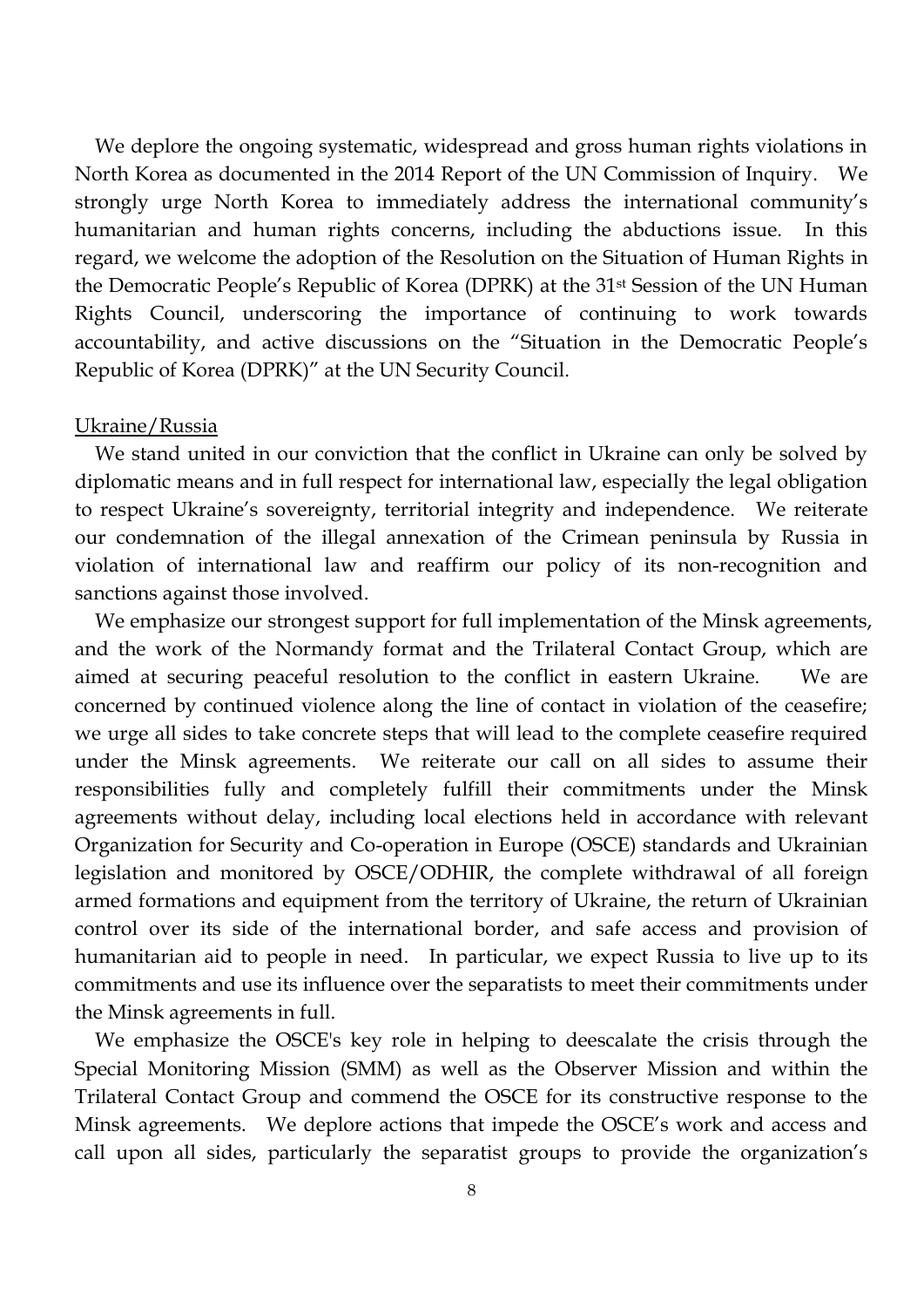We deplore the ongoing systematic, widespread and gross human rights violations in North Korea as documented in the 2014 Report of the UN Commission of Inquiry. We strongly urge North Korea to immediately address the international community's humanitarian and human rights concerns, including the abductions issue. In this regard, we welcome the adoption of the Resolution on the Situation of Human Rights in the Democratic People's Republic of Korea (DPRK) at the 31st Session of the UN Human Rights Council, underscoring the importance of continuing to work towards accountability, and active discussions on the "Situation in the Democratic People's Republic of Korea (DPRK)" at the UN Security Council.

Ukraine/Russia

We stand united in our conviction that the conflict in Ukraine can only be solved by diplomatic means and in full respect for international law, especially the legal obligation to respect Ukraine's sovereignty, territorial integrity and independence. We reiterate our condemnation of the illegal annexation of the Crimean peninsula by Russia in violation of international law and reaffirm our policy of its non-recognition and sanctions against those involved.

We emphasize our strongest support for full implementation of the Minsk agreements, and the work of the Normandy format and the Trilateral Contact Group, which are aimed at securing peaceful resolution to the conflict in eastern Ukraine. We are concerned by continued violence along the line of contact in violation of the ceasefire; we urge all sides to take concrete steps that will lead to the complete ceasefire required under the Minsk agreements. We reiterate our call on all sides to assume their responsibilities fully and completely fulfill their commitments under the Minsk agreements without delay, including local elections held in accordance with relevant Organization for Security and Co-operation in Europe (OSCE) standards and Ukrainian legislation and monitored by OSCE/ODHIR, the complete withdrawal of all foreign armed formations and equipment from the territory of Ukraine, the return of Ukrainian control over its side of the international border, and safe access and provision of humanitarian aid to people in need. In particular, we expect Russia to live up to its commitments and use its influence over the separatists to meet their commitments under the Minsk agreements in full.

We emphasize the OSCE's key role in helping to deescalate the crisis through the Special Monitoring Mission (SMM) as well as the Observer Mission and within the Trilateral Contact Group and commend the OSCE for its constructive response to the Minsk agreements. We deplore actions that impede the OSCE's work and access and call upon all sides, particularly the separatist groups to provide the organization's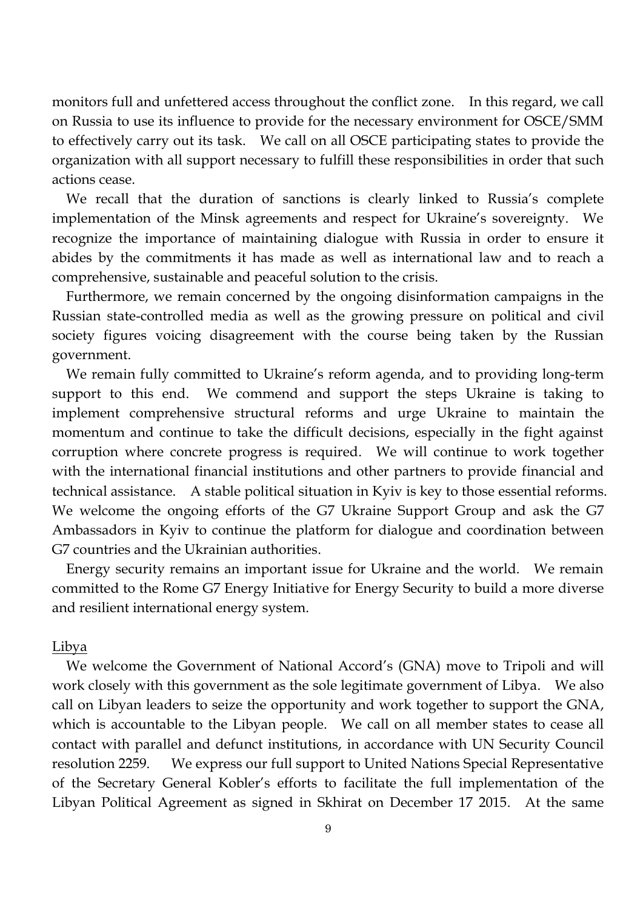monitors full and unfettered access throughout the conflict zone. In this regard, we call on Russia to use its influence to provide for the necessary environment for OSCE/SMM to effectively carry out its task. We call on all OSCE participating states to provide the organization with all support necessary to fulfill these responsibilities in order that such actions cease.

We recall that the duration of sanctions is clearly linked to Russia's complete implementation of the Minsk agreements and respect for Ukraine's sovereignty. We recognize the importance of maintaining dialogue with Russia in order to ensure it abides by the commitments it has made as well as international law and to reach a comprehensive, sustainable and peaceful solution to the crisis.

Furthermore, we remain concerned by the ongoing disinformation campaigns in the Russian state-controlled media as well as the growing pressure on political and civil society figures voicing disagreement with the course being taken by the Russian government.

We remain fully committed to Ukraine's reform agenda, and to providing long-term support to this end. We commend and support the steps Ukraine is taking to implement comprehensive structural reforms and urge Ukraine to maintain the momentum and continue to take the difficult decisions, especially in the fight against corruption where concrete progress is required. We will continue to work together with the international financial institutions and other partners to provide financial and technical assistance. A stable political situation in Kyiv is key to those essential reforms. We welcome the ongoing efforts of the G7 Ukraine Support Group and ask the G7 Ambassadors in Kyiv to continue the platform for dialogue and coordination between G7 countries and the Ukrainian authorities.

Energy security remains an important issue for Ukraine and the world. We remain committed to the Rome G7 Energy Initiative for Energy Security to build a more diverse and resilient international energy system.

## Libya

We welcome the Government of National Accord's (GNA) move to Tripoli and will work closely with this government as the sole legitimate government of Libya. We also call on Libyan leaders to seize the opportunity and work together to support the GNA, which is accountable to the Libyan people. We call on all member states to cease all contact with parallel and defunct institutions, in accordance with UN Security Council resolution 2259. We express our full support to United Nations Special Representative of the Secretary General Kobler's efforts to facilitate the full implementation of the Libyan Political Agreement as signed in Skhirat on December 17 2015. At the same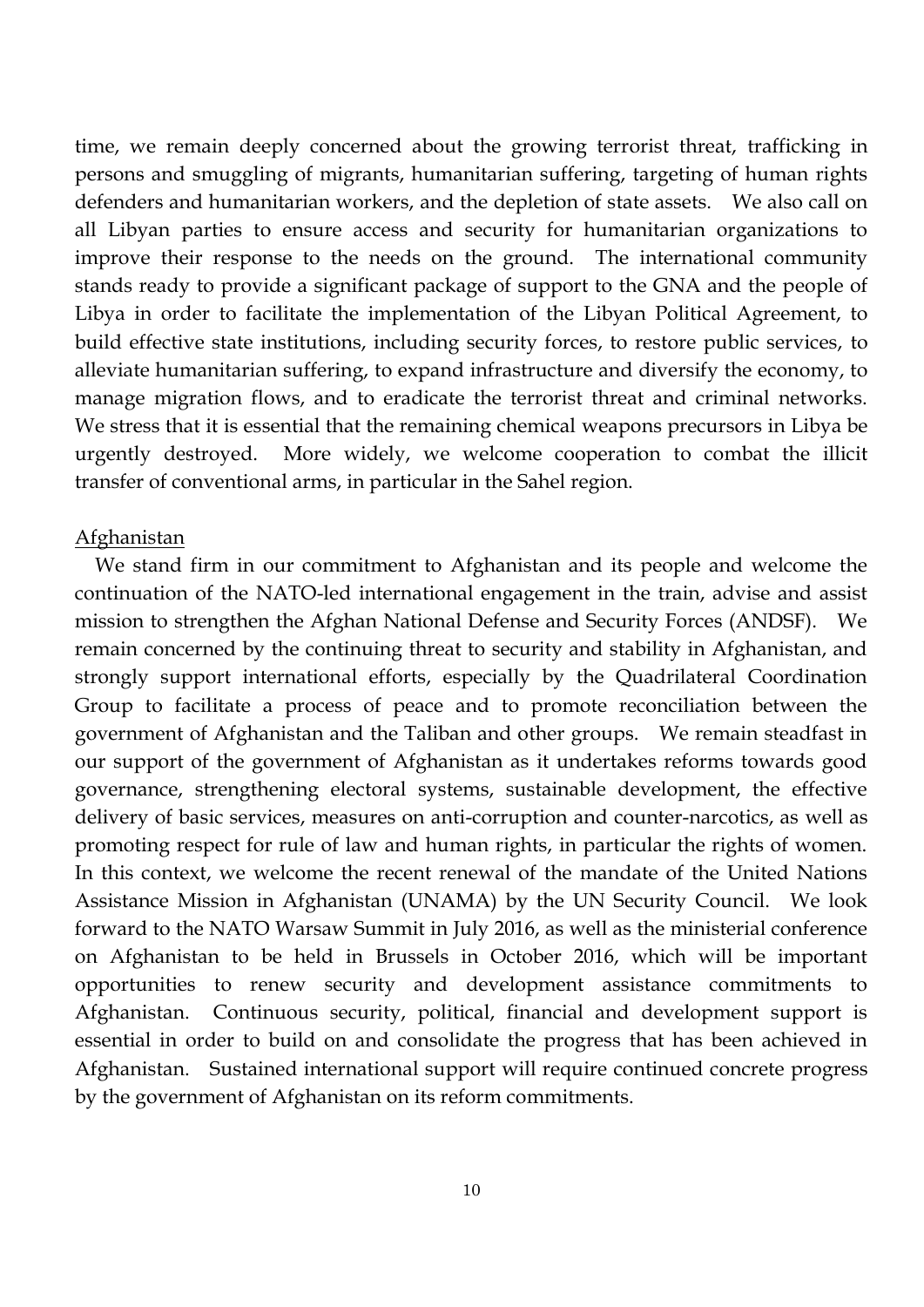time, we remain deeply concerned about the growing terrorist threat, trafficking in persons and smuggling of migrants, humanitarian suffering, targeting of human rights defenders and humanitarian workers, and the depletion of state assets. We also call on all Libyan parties to ensure access and security for humanitarian organizations to improve their response to the needs on the ground. The international community stands ready to provide a significant package of support to the GNA and the people of Libya in order to facilitate the implementation of the Libyan Political Agreement, to build effective state institutions, including security forces, to restore public services, to alleviate humanitarian suffering, to expand infrastructure and diversify the economy, to manage migration flows, and to eradicate the terrorist threat and criminal networks. We stress that it is essential that the remaining chemical weapons precursors in Libya be urgently destroyed. More widely, we welcome cooperation to combat the illicit transfer of conventional arms, in particular in the Sahel region.

Afghanistan

We stand firm in our commitment to Afghanistan and its people and welcome the continuation of the NATO-led international engagement in the train, advise and assist mission to strengthen the Afghan National Defense and Security Forces (ANDSF). We remain concerned by the continuing threat to security and stability in Afghanistan, and strongly support international efforts, especially by the Quadrilateral Coordination Group to facilitate a process of peace and to promote reconciliation between the government of Afghanistan and the Taliban and other groups. We remain steadfast in our support of the government of Afghanistan as it undertakes reforms towards good governance, strengthening electoral systems, sustainable development, the effective delivery of basic services, measures on anti-corruption and counter-narcotics, as well as promoting respect for rule of law and human rights, in particular the rights of women. In this context, we welcome the recent renewal of the mandate of the United Nations Assistance Mission in Afghanistan (UNAMA) by the UN Security Council. We look forward to the NATO Warsaw Summit in July 2016, as well as the ministerial conference on Afghanistan to be held in Brussels in October 2016, which will be important opportunities to renew security and development assistance commitments to Afghanistan. Continuous security, political, financial and development support is essential in order to build on and consolidate the progress that has been achieved in Afghanistan. Sustained international support will require continued concrete progress by the government of Afghanistan on its reform commitments.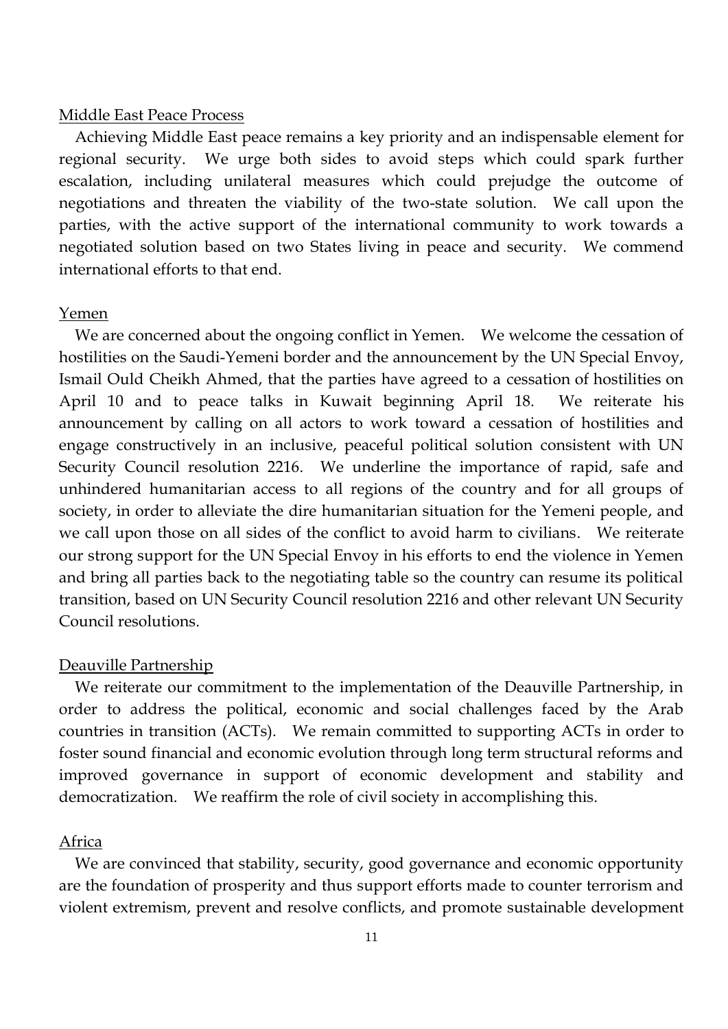## Middle East Peace Process

Achieving Middle East peace remains a key priority and an indispensable element for regional security. We urge both sides to avoid steps which could spark further escalation, including unilateral measures which could prejudge the outcome of negotiations and threaten the viability of the two-state solution. We call upon the parties, with the active support of the international community to work towards a negotiated solution based on two States living in peace and security. We commend international efforts to that end.

## Yemen

We are concerned about the ongoing conflict in Yemen. We welcome the cessation of hostilities on the Saudi-Yemeni border and the announcement by the UN Special Envoy, Ismail Ould Cheikh Ahmed, that the parties have agreed to a cessation of hostilities on April 10 and to peace talks in Kuwait beginning April 18. We reiterate his announcement by calling on all actors to work toward a cessation of hostilities and engage constructively in an inclusive, peaceful political solution consistent with UN Security Council resolution 2216. We underline the importance of rapid, safe and unhindered humanitarian access to all regions of the country and for all groups of society, in order to alleviate the dire humanitarian situation for the Yemeni people, and we call upon those on all sides of the conflict to avoid harm to civilians. We reiterate our strong support for the UN Special Envoy in his efforts to end the violence in Yemen and bring all parties back to the negotiating table so the country can resume its political transition, based on UN Security Council resolution 2216 and other relevant UN Security Council resolutions.

## Deauville Partnership

We reiterate our commitment to the implementation of the Deauville Partnership, in order to address the political, economic and social challenges faced by the Arab countries in transition (ACTs). We remain committed to supporting ACTs in order to foster sound financial and economic evolution through long term structural reforms and improved governance in support of economic development and stability and democratization. We reaffirm the role of civil society in accomplishing this.

## Africa

We are convinced that stability, security, good governance and economic opportunity are the foundation of prosperity and thus support efforts made to counter terrorism and violent extremism, prevent and resolve conflicts, and promote sustainable development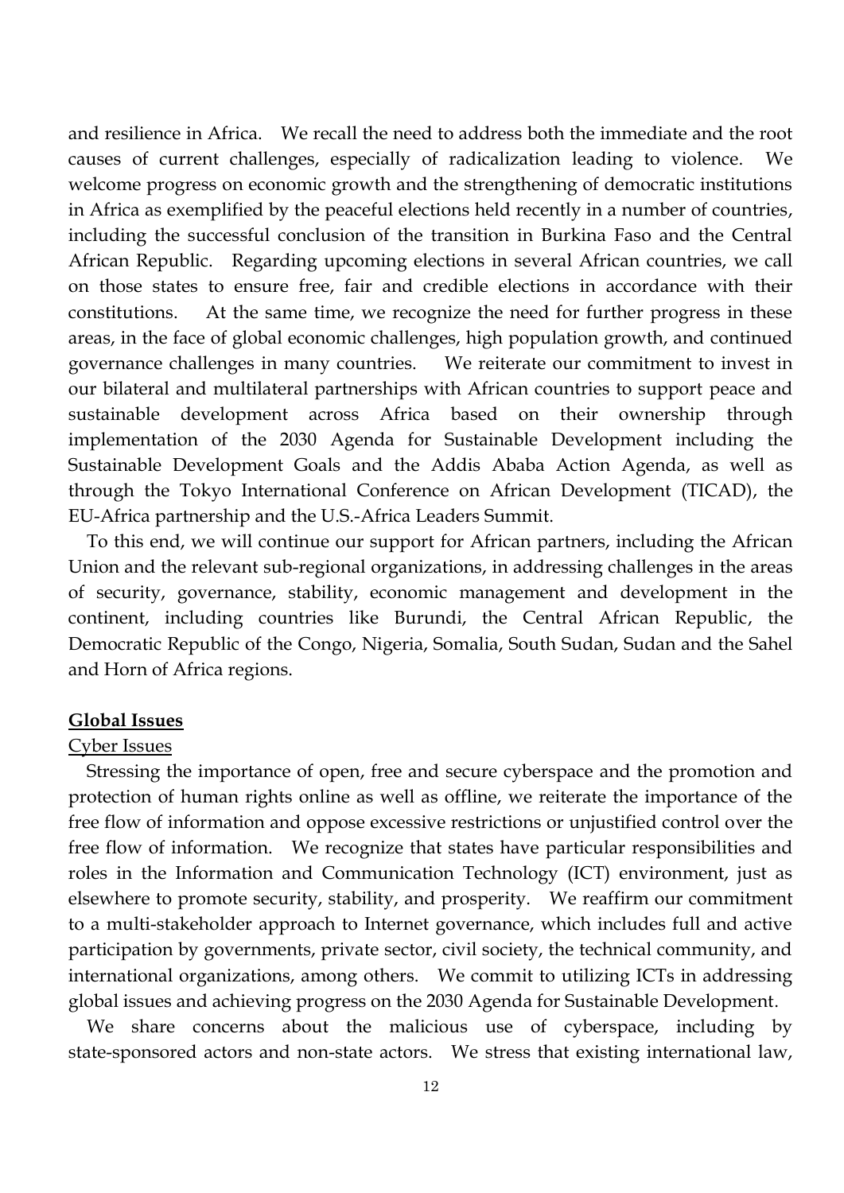and resilience in Africa. We recall the need to address both the immediate and the root causes of current challenges, especially of radicalization leading to violence. We welcome progress on economic growth and the strengthening of democratic institutions in Africa as exemplified by the peaceful elections held recently in a number of countries, including the successful conclusion of the transition in Burkina Faso and the Central African Republic. Regarding upcoming elections in several African countries, we call on those states to ensure free, fair and credible elections in accordance with their constitutions. At the same time, we recognize the need for further progress in these areas, in the face of global economic challenges, high population growth, and continued governance challenges in many countries. We reiterate our commitment to invest in our bilateral and multilateral partnerships with African countries to support peace and sustainable development across Africa based on their ownership through implementation of the 2030 Agenda for Sustainable Development including the Sustainable Development Goals and the Addis Ababa Action Agenda, as well as through the Tokyo International Conference on African Development (TICAD), the EU-Africa partnership and the U.S.-Africa Leaders Summit.

To this end, we will continue our support for African partners, including the African Union and the relevant sub-regional organizations, in addressing challenges in the areas of security, governance, stability, economic management and development in the continent, including countries like Burundi, the Central African Republic, the Democratic Republic of the Congo, Nigeria, Somalia, South Sudan, Sudan and the Sahel and Horn of Africa regions.

## Global Issues

### Cyber Issues

Stressing the importance of open, free and secure cyberspace and the promotion and protection of human rights online as well as offline, we reiterate the importance of the free flow of information and oppose excessive restrictions or unjustified control over the free flow of information. We recognize that states have particular responsibilities and roles in the Information and Communication Technology (ICT) environment, just as elsewhere to promote security, stability, and prosperity. We reaffirm our commitment to a multi-stakeholder approach to Internet governance, which includes full and active participation by governments, private sector, civil society, the technical community, and international organizations, among others. We commit to utilizing ICTs in addressing global issues and achieving progress on the 2030 Agenda for Sustainable Development.

We share concerns about the malicious use of cyberspace, including by state-sponsored actors and non-state actors. We stress that existing international law,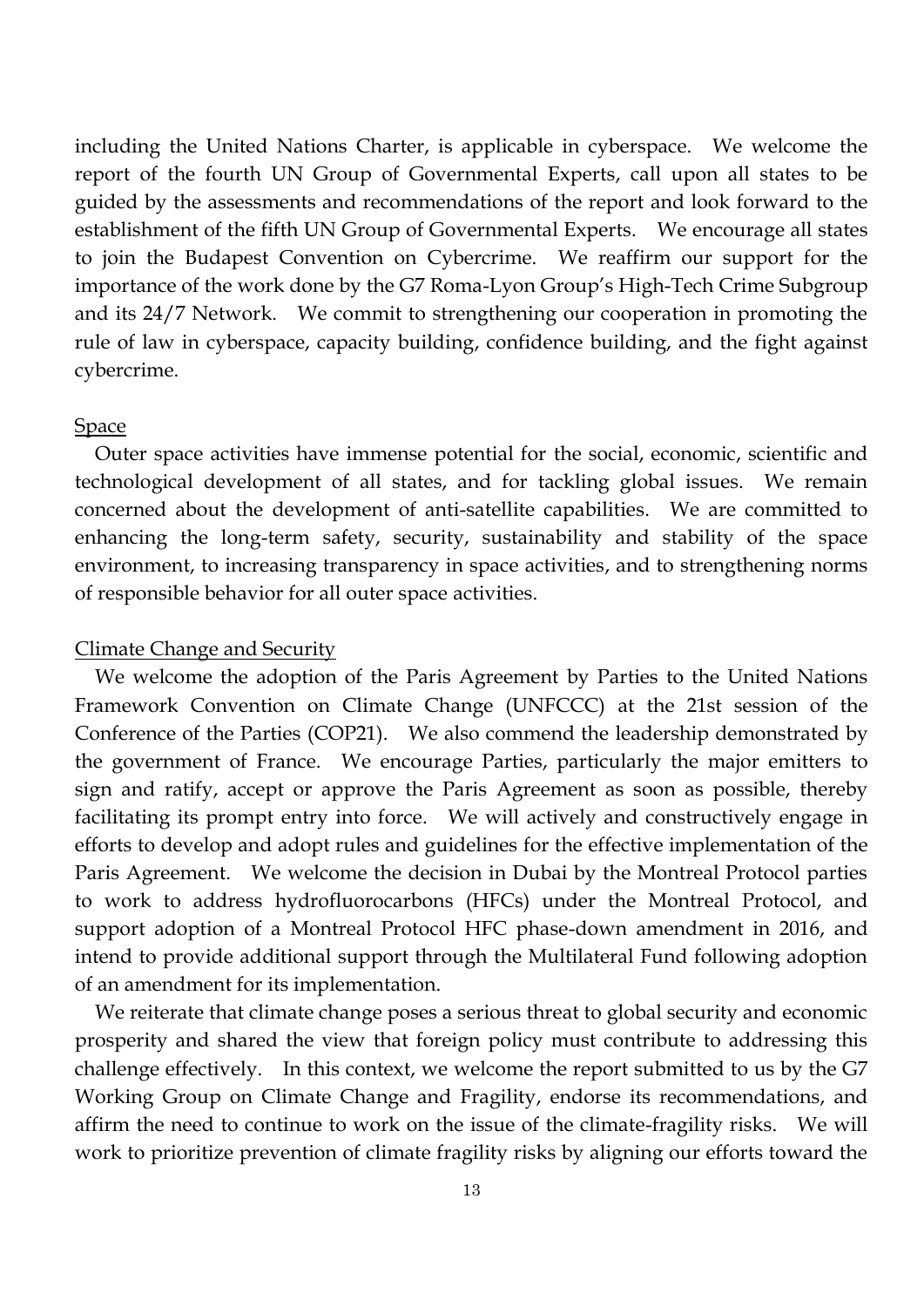including the United Nations Charter, is applicable in cyberspace. We welcome the report of the fourth UN Group of Governmental Experts, call upon all states to be guided by the assessments and recommendations of the report and look forward to the establishment of the fifth UN Group of Governmental Experts. We encourage all states to join the Budapest Convention on Cybercrime. We reaffirm our support for the importance of the work done by the G7 Roma-Lyon Group's High-Tech Crime Subgroup and its 24/7 Network. We commit to strengthening our cooperation in promoting the rule of law in cyberspace, capacity building, confidence building, and the fight against cybercrime.

Space

Outer space activities have immense potential for the social, economic, scientific and technological development of all states, and for tackling global issues. We remain concerned about the development of anti-satellite capabilities. We are committed to enhancing the long-term safety, security, sustainability and stability of the space environment, to increasing transparency in space activities, and to strengthening norms of responsible behavior for all outer space activities.

Climate Change and Security

We welcome the adoption of the Paris Agreement by Parties to the United Nations Framework Convention on Climate Change (UNFCCC) at the 21st session of the Conference of the Parties (COP21). We also commend the leadership demonstrated by the government of France. We encourage Parties, particularly the major emitters to sign and ratify, accept or approve the Paris Agreement as soon as possible, thereby facilitating its prompt entry into force. We will actively and constructively engage in efforts to develop and adopt rules and guidelines for the effective implementation of the Paris Agreement. We welcome the decision in Dubai by the Montreal Protocol parties to work to address hydrofluorocarbons (HFCs) under the Montreal Protocol, and support adoption of a Montreal Protocol HFC phase-down amendment in 2016, and intend to provide additional support through the Multilateral Fund following adoption of an amendment for its implementation.

We reiterate that climate change poses a serious threat to global security and economic prosperity and shared the view that foreign policy must contribute to addressing this challenge effectively. In this context, we welcome the report submitted to us by the G7 Working Group on Climate Change and Fragility, endorse its recommendations, and affirm the need to continue to work on the issue of the climate-fragility risks. We will work to prioritize prevention of climate fragility risks by aligning our efforts toward the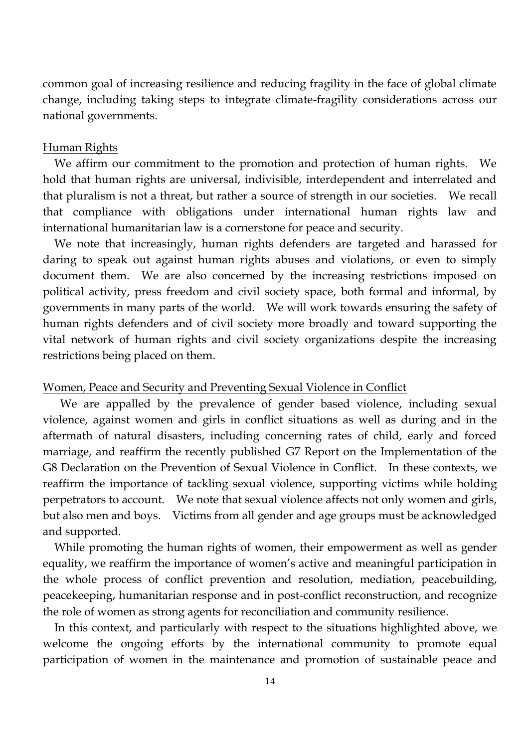common goal of increasing resilience and reducing fragility in the face of global climate change, including taking steps to integrate climate-fragility considerations across our national governments.

## Human Rights

We affirm our commitment to the promotion and protection of human rights. We hold that human rights are universal, indivisible, interdependent and interrelated and that pluralism is not a threat, but rather a source of strength in our societies. We recall that compliance with obligations under international human rights law and international humanitarian law is a cornerstone for peace and security.

We note that increasingly, human rights defenders are targeted and harassed for daring to speak out against human rights abuses and violations, or even to simply document them. We are also concerned by the increasing restrictions imposed on political activity, press freedom and civil society space, both formal and informal, by governments in many parts of the world. We will work towards ensuring the safety of human rights defenders and of civil society more broadly and toward supporting the vital network of human rights and civil society organizations despite the increasing restrictions being placed on them.

## Women, Peace and Security and Preventing Sexual Violence in Conflict

We are appalled by the prevalence of gender based violence, including sexual violence, against women and girls in conflict situations as well as during and in the aftermath of natural disasters, including concerning rates of child, early and forced marriage, and reaffirm the recently published G7 Report on the Implementation of the G8 Declaration on the Prevention of Sexual Violence in Conflict. In these contexts, we reaffirm the importance of tackling sexual violence, supporting victims while holding perpetrators to account. We note that sexual violence affects not only women and girls, but also men and boys. Victims from all gender and age groups must be acknowledged and supported.

While promoting the human rights of women, their empowerment as well as gender equality, we reaffirm the importance of women's active and meaningful participation in the whole process of conflict prevention and resolution, mediation, peacebuilding, peacekeeping, humanitarian response and in post-conflict reconstruction, and recognize the role of women as strong agents for reconciliation and community resilience.

In this context, and particularly with respect to the situations highlighted above, we welcome the ongoing efforts by the international community to promote equal participation of women in the maintenance and promotion of sustainable peace and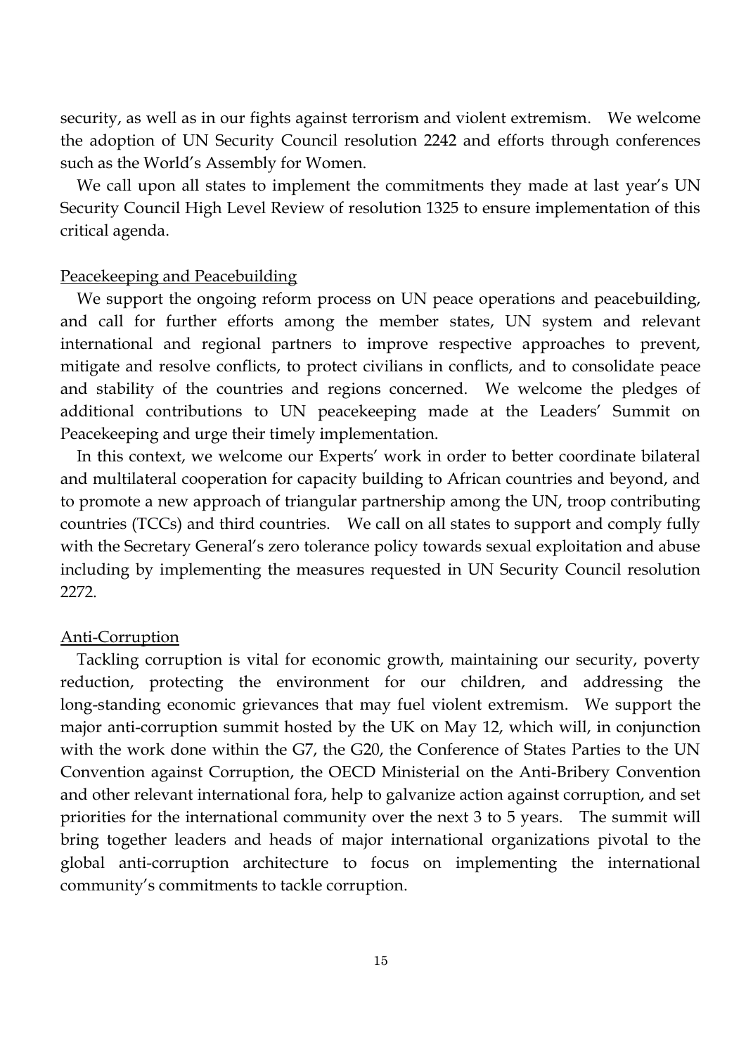security, as well as in our fights against terrorism and violent extremism. We welcome the adoption of UN Security Council resolution 2242 and efforts through conferences such as the World's Assembly for Women.

We call upon all states to implement the commitments they made at last year's UN Security Council High Level Review of resolution 1325 to ensure implementation of this critical agenda.

## Peacekeeping and Peacebuilding

We support the ongoing reform process on UN peace operations and peacebuilding, and call for further efforts among the member states, UN system and relevant international and regional partners to improve respective approaches to prevent, mitigate and resolve conflicts, to protect civilians in conflicts, and to consolidate peace and stability of the countries and regions concerned. We welcome the pledges of additional contributions to UN peacekeeping made at the Leaders' Summit on Peacekeeping and urge their timely implementation.

In this context, we welcome our Experts' work in order to better coordinate bilateral and multilateral cooperation for capacity building to African countries and beyond, and to promote a new approach of triangular partnership among the UN, troop contributing countries (TCCs) and third countries. We call on all states to support and comply fully with the Secretary General's zero tolerance policy towards sexual exploitation and abuse including by implementing the measures requested in UN Security Council resolution 2272.

## Anti-Corruption

Tackling corruption is vital for economic growth, maintaining our security, poverty reduction, protecting the environment for our children, and addressing the long-standing economic grievances that may fuel violent extremism. We support the major anti-corruption summit hosted by the UK on May 12, which will, in conjunction with the work done within the G7, the G20, the Conference of States Parties to the UN Convention against Corruption, the OECD Ministerial on the Anti-Bribery Convention and other relevant international fora, help to galvanize action against corruption, and set priorities for the international community over the next 3 to 5 years. The summit will bring together leaders and heads of major international organizations pivotal to the global anti-corruption architecture to focus on implementing the international community's commitments to tackle corruption.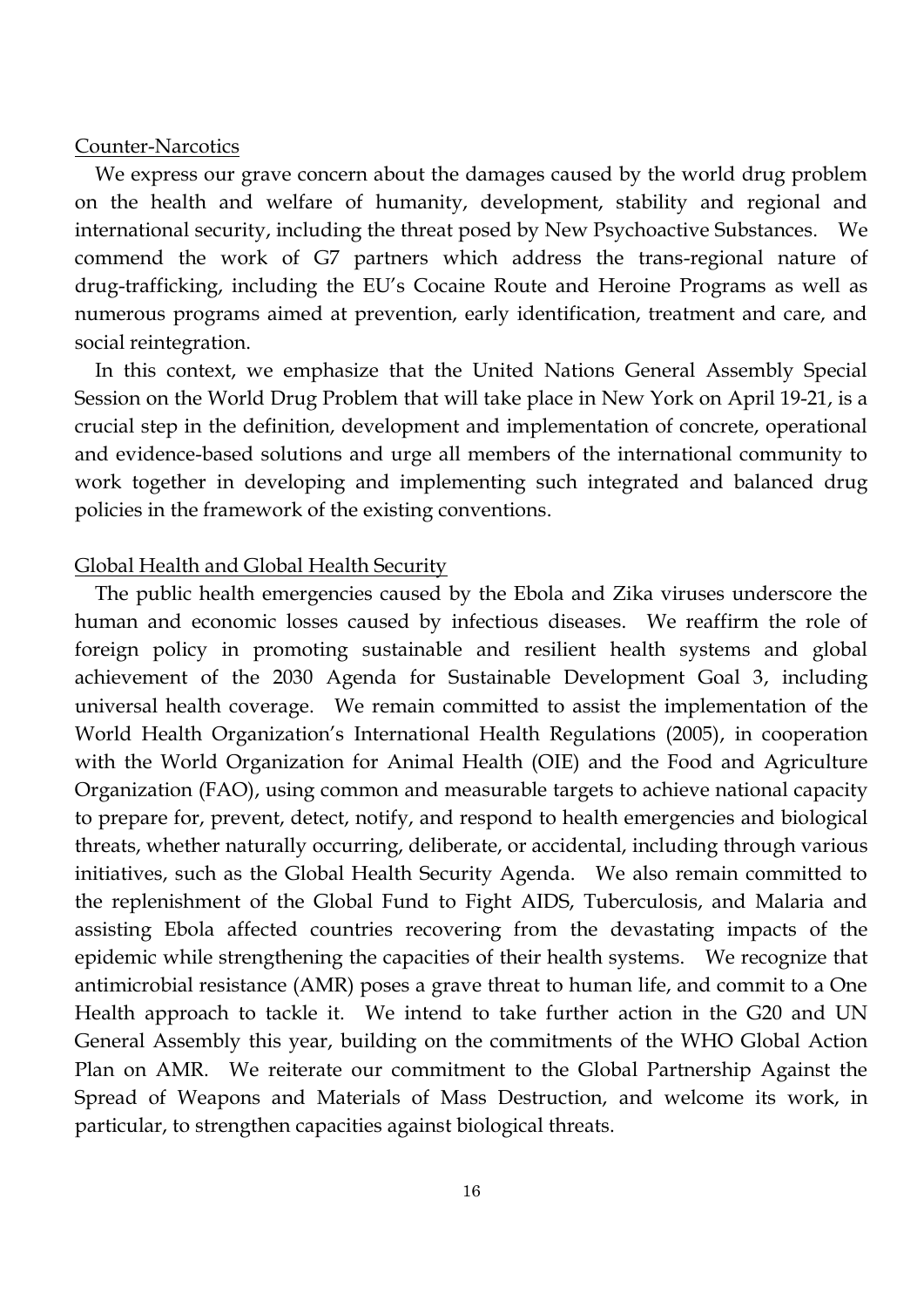Counter-Narcotics

We express our grave concern about the damages caused by the world drug problem on the health and welfare of humanity, development, stability and regional and international security, including the threat posed by New Psychoactive Substances. We commend the work of G7 partners which address the trans-regional nature of drug-trafficking, including the EU's Cocaine Route and Heroine Programs as well as numerous programs aimed at prevention, early identification, treatment and care, and social reintegration.

In this context, we emphasize that the United Nations General Assembly Special Session on the World Drug Problem that will take place in New York on April 19-21, is a crucial step in the definition, development and implementation of concrete, operational and evidence-based solutions and urge all members of the international community to work together in developing and implementing such integrated and balanced drug policies in the framework of the existing conventions.

Global Health and Global Health Security

The public health emergencies caused by the Ebola and Zika viruses underscore the human and economic losses caused by infectious diseases. We reaffirm the role of foreign policy in promoting sustainable and resilient health systems and global achievement of the 2030 Agenda for Sustainable Development Goal 3, including universal health coverage. We remain committed to assist the implementation of the World Health Organization's International Health Regulations (2005), in cooperation with the World Organization for Animal Health (OIE) and the Food and Agriculture Organization (FAO), using common and measurable targets to achieve national capacity to prepare for, prevent, detect, notify, and respond to health emergencies and biological threats, whether naturally occurring, deliberate, or accidental, including through various initiatives, such as the Global Health Security Agenda. We also remain committed to the replenishment of the Global Fund to Fight AIDS, Tuberculosis, and Malaria and assisting Ebola affected countries recovering from the devastating impacts of the epidemic while strengthening the capacities of their health systems. We recognize that antimicrobial resistance (AMR) poses a grave threat to human life, and commit to a One Health approach to tackle it. We intend to take further action in the G20 and UN General Assembly this year, building on the commitments of the WHO Global Action Plan on AMR. We reiterate our commitment to the Global Partnership Against the Spread of Weapons and Materials of Mass Destruction, and welcome its work, in particular, to strengthen capacities against biological threats.